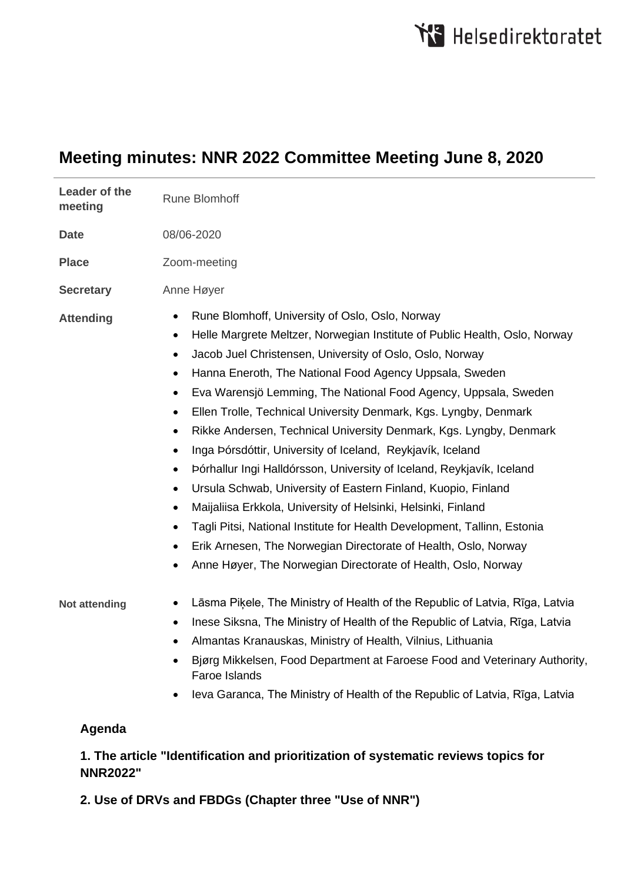# Meeting minutes: NNR 2022 Committee Meeting June 8, 2020

| | |
|---|---|
| **Leader of the meeting** | Rune Blomhoff |
| **Date** | 08/06-2020 |
| **Place** | Zoom-meeting |
| **Secretary** | Anne Høyer |

**Attending**

- Rune Blomhoff, University of Oslo, Oslo, Norway
- Helle Margrete Meltzer, Norwegian Institute of Public Health, Oslo, Norway
- Jacob Juel Christensen, University of Oslo, Oslo, Norway
- Hanna Eneroth, The National Food Agency Uppsala, Sweden
- Eva Warensjö Lemming, The National Food Agency, Uppsala, Sweden
- Ellen Trolle, Technical University Denmark, Kgs. Lyngby, Denmark
- Rikke Andersen, Technical University Denmark, Kgs. Lyngby, Denmark
- Inga Þórsdóttir, University of Iceland, Reykjavík, Iceland
- Þórhallur Ingi Halldórsson, University of Iceland, Reykjavík, Iceland
- Ursula Schwab, University of Eastern Finland, Kuopio, Finland
- Maijaliisa Erkkola, University of Helsinki, Helsinki, Finland
- Tagli Pitsi, National Institute for Health Development, Tallinn, Estonia
- Erik Arnesen, The Norwegian Directorate of Health, Oslo, Norway
- Anne Høyer, The Norwegian Directorate of Health, Oslo, Norway

**Not attending**

- Lāsma Piķele, The Ministry of Health of the Republic of Latvia, Rīga, Latvia
- Inese Siksna, The Ministry of Health of the Republic of Latvia, Rīga, Latvia
- Almantas Kranauskas, Ministry of Health, Vilnius, Lithuania
- Bjørg Mikkelsen, Food Department at Faroese Food and Veterinary Authority, Faroe Islands
- Ieva Garanca, The Ministry of Health of the Republic of Latvia, Rīga, Latvia

## Agenda

### 1. The article "Identification and prioritization of systematic reviews topics for NNR2022"

### 2. Use of DRVs and FBDGs (Chapter three "Use of NNR")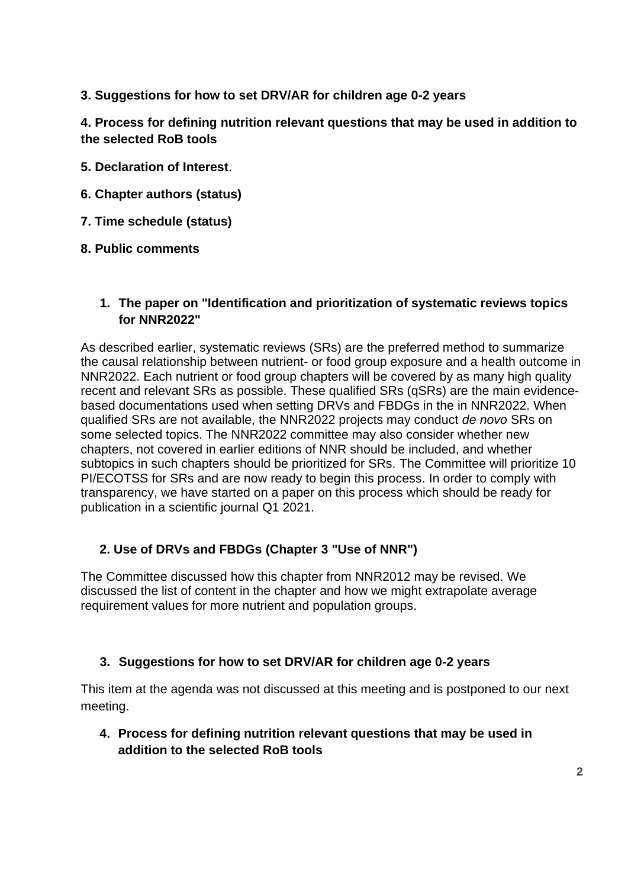**3. Suggestions for how to set DRV/AR for children age 0-2 years**

**4. Process for defining nutrition relevant questions that may be used in addition to the selected RoB tools**

**5. Declaration of Interest**.

**6. Chapter authors (status)**

**7. Time schedule (status)**

**8. Public comments**

### 1. The paper on "Identification and prioritization of systematic reviews topics for NNR2022"

As described earlier, systematic reviews (SRs) are the preferred method to summarize the causal relationship between nutrient- or food group exposure and a health outcome in NNR2022. Each nutrient or food group chapters will be covered by as many high quality recent and relevant SRs as possible. These qualified SRs (qSRs) are the main evidence-based documentations used when setting DRVs and FBDGs in the in NNR2022. When qualified SRs are not available, the NNR2022 projects may conduct *de novo* SRs on some selected topics. The NNR2022 committee may also consider whether new chapters, not covered in earlier editions of NNR should be included, and whether subtopics in such chapters should be prioritized for SRs. The Committee will prioritize 10 PI/ECOTSS for SRs and are now ready to begin this process. In order to comply with transparency, we have started on a paper on this process which should be ready for publication in a scientific journal Q1 2021.

### 2. Use of DRVs and FBDGs (Chapter 3 "Use of NNR")

The Committee discussed how this chapter from NNR2012 may be revised. We discussed the list of content in the chapter and how we might extrapolate average requirement values for more nutrient and population groups.

### 3. Suggestions for how to set DRV/AR for children age 0-2 years

This item at the agenda was not discussed at this meeting and is postponed to our next meeting.

### 4. Process for defining nutrition relevant questions that may be used in addition to the selected RoB tools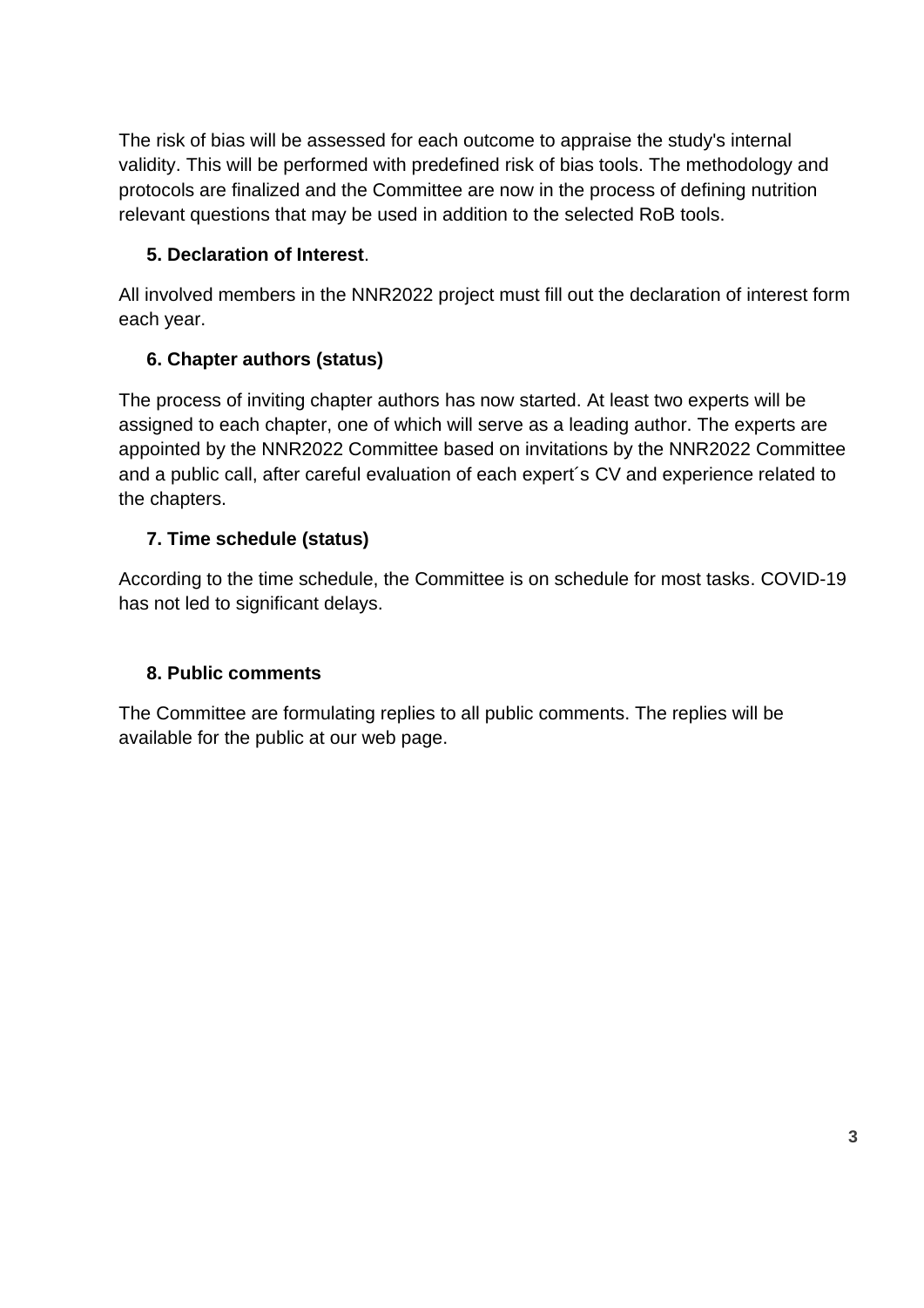The risk of bias will be assessed for each outcome to appraise the study's internal validity. This will be performed with predefined risk of bias tools. The methodology and protocols are finalized and the Committee are now in the process of defining nutrition relevant questions that may be used in addition to the selected RoB tools.

### 5. Declaration of Interest.

All involved members in the NNR2022 project must fill out the declaration of interest form each year.

### 6. Chapter authors (status)

The process of inviting chapter authors has now started. At least two experts will be assigned to each chapter, one of which will serve as a leading author. The experts are appointed by the NNR2022 Committee based on invitations by the NNR2022 Committee and a public call, after careful evaluation of each expert´s CV and experience related to the chapters.

### 7. Time schedule (status)

According to the time schedule, the Committee is on schedule for most tasks. COVID-19 has not led to significant delays.

### 8. Public comments

The Committee are formulating replies to all public comments. The replies will be available for the public at our web page.